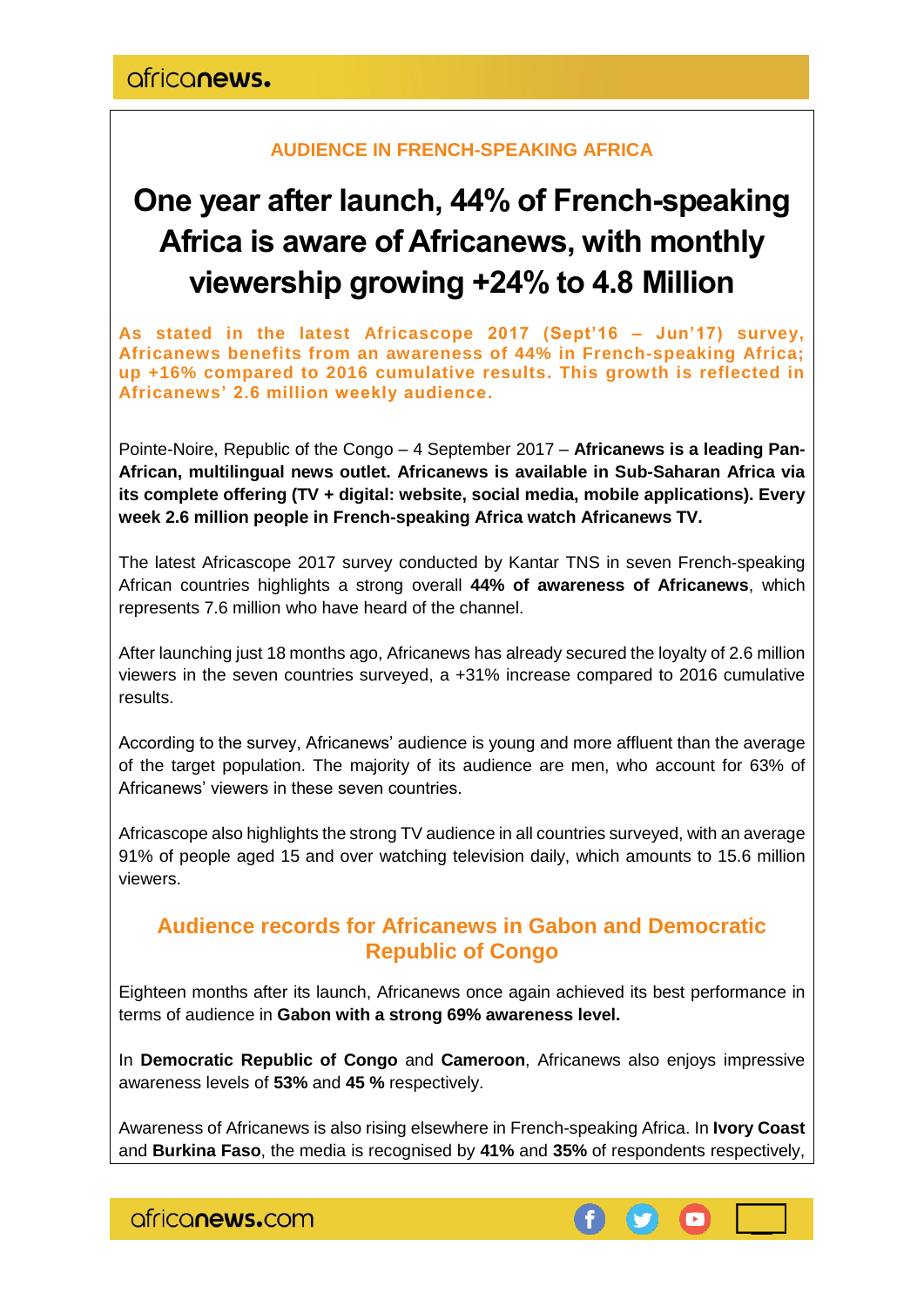**AUDIENCE IN FRENCH-SPEAKING AFRICA**

# One year after launch, 44% of French-speaking Africa is aware of Africanews, with monthly viewership growing +24% to 4.8 Million

**As stated in the latest Africascope 2017 (Sept'16 – Jun'17) survey, Africanews benefits from an awareness of 44% in French-speaking Africa; up +16% compared to 2016 cumulative results. This growth is reflected in Africanews' 2.6 million weekly audience.**

Pointe-Noire, Republic of the Congo – 4 September 2017 – **Africanews is a leading Pan-African, multilingual news outlet. Africanews is available in Sub-Saharan Africa via its complete offering (TV + digital: website, social media, mobile applications). Every week 2.6 million people in French-speaking Africa watch Africanews TV.**

The latest Africascope 2017 survey conducted by Kantar TNS in seven French-speaking African countries highlights a strong overall **44% of awareness of Africanews**, which represents 7.6 million who have heard of the channel.

After launching just 18 months ago, Africanews has already secured the loyalty of 2.6 million viewers in the seven countries surveyed, a +31% increase compared to 2016 cumulative results.

According to the survey, Africanews' audience is young and more affluent than the average of the target population. The majority of its audience are men, who account for 63% of Africanews' viewers in these seven countries.

Africascope also highlights the strong TV audience in all countries surveyed, with an average 91% of people aged 15 and over watching television daily, which amounts to 15.6 million viewers.

## Audience records for Africanews in Gabon and Democratic Republic of Congo

Eighteen months after its launch, Africanews once again achieved its best performance in terms of audience in **Gabon with a strong 69% awareness level.**

In **Democratic Republic of Congo** and **Cameroon**, Africanews also enjoys impressive awareness levels of **53%** and **45 %** respectively.

Awareness of Africanews is also rising elsewhere in French-speaking Africa. In **Ivory Coast** and **Burkina Faso**, the media is recognised by **41%** and **35%** of respondents respectively,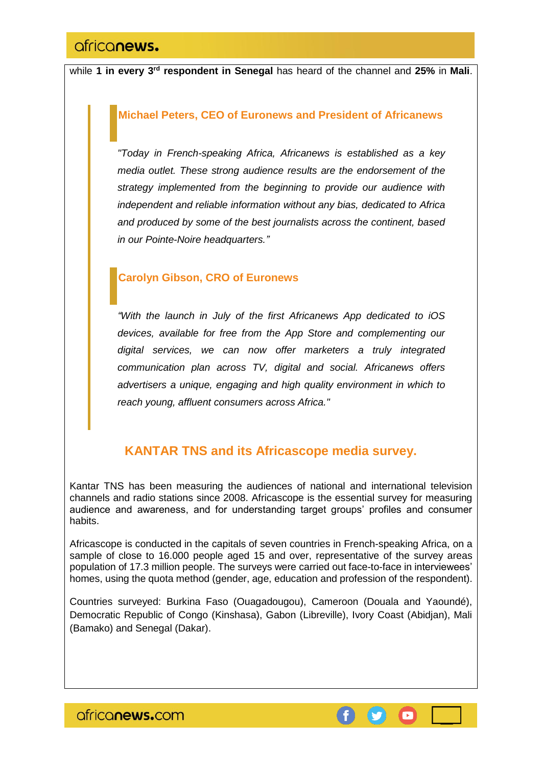while **1 in every 3rd respondent in Senegal** has heard of the channel and **25%** in **Mali**.

> **Michael Peters, CEO of Euronews and President of Africanews**
>
> *"Today in French-speaking Africa, Africanews is established as a key media outlet. These strong audience results are the endorsement of the strategy implemented from the beginning to provide our audience with independent and reliable information without any bias, dedicated to Africa and produced by some of the best journalists across the continent, based in our Pointe-Noire headquarters."*
>
> **Carolyn Gibson, CRO of Euronews**
>
> *"With the launch in July of the first Africanews App dedicated to iOS devices, available for free from the App Store and complementing our digital services, we can now offer marketers a truly integrated communication plan across TV, digital and social. Africanews offers advertisers a unique, engaging and high quality environment in which to reach young, affluent consumers across Africa."*

## KANTAR TNS and its Africascope media survey.

Kantar TNS has been measuring the audiences of national and international television channels and radio stations since 2008. Africascope is the essential survey for measuring audience and awareness, and for understanding target groups' profiles and consumer habits.

Africascope is conducted in the capitals of seven countries in French-speaking Africa, on a sample of close to 16.000 people aged 15 and over, representative of the survey areas population of 17.3 million people. The surveys were carried out face-to-face in interviewees' homes, using the quota method (gender, age, education and profession of the respondent).

Countries surveyed: Burkina Faso (Ouagadougou), Cameroon (Douala and Yaoundé), Democratic Republic of Congo (Kinshasa), Gabon (Libreville), Ivory Coast (Abidjan), Mali (Bamako) and Senegal (Dakar).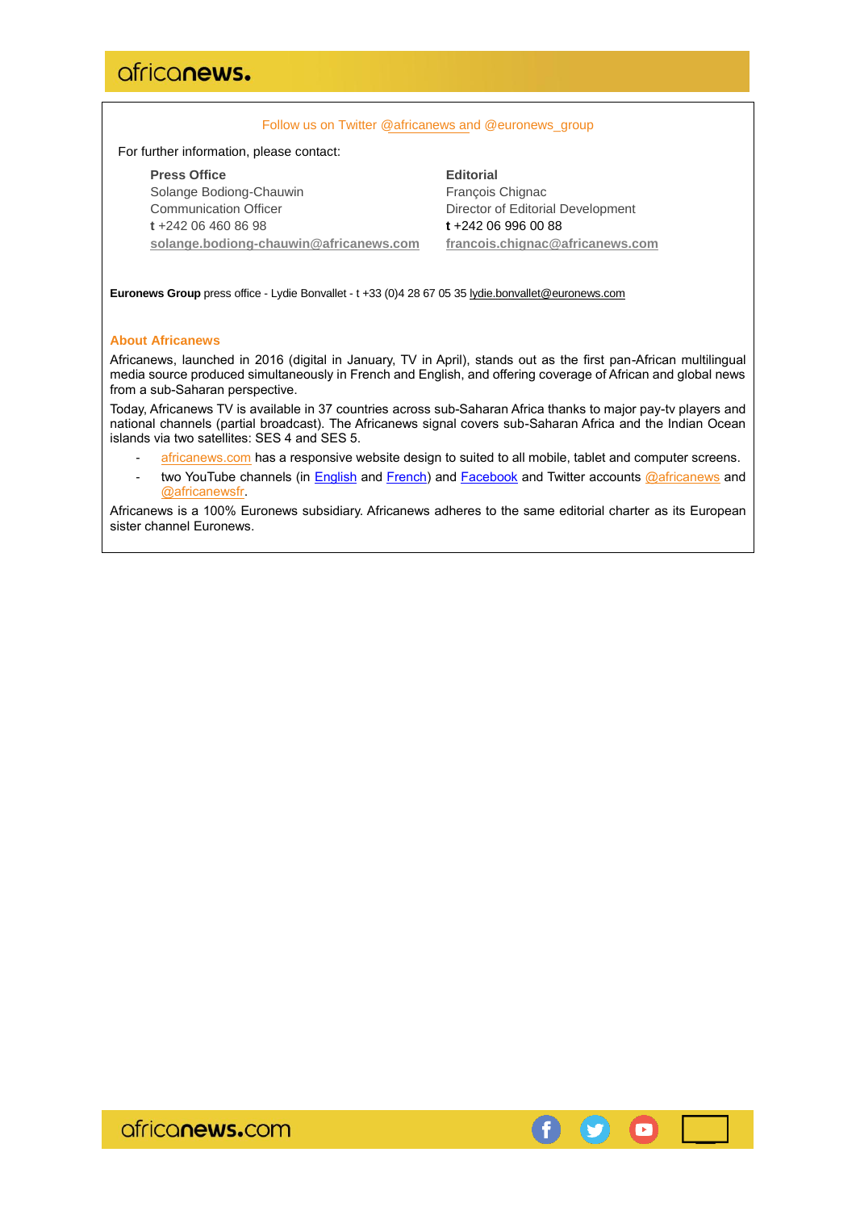Follow us on Twitter @africanews and @euronews_group

For further information, please contact:

**Press Office**
Solange Bodiong-Chauwin
Communication Officer
**t** +242 06 460 86 98
**solange.bodiong-chauwin@africanews.com**

**Editorial**
François Chignac
Director of Editorial Development
**t** +242 06 996 00 88
**francois.chignac@africanews.com**

**Euronews Group** press office - Lydie Bonvallet - t +33 (0)4 28 67 05 35 lydie.bonvallet@euronews.com

**About Africanews**

Africanews, launched in 2016 (digital in January, TV in April), stands out as the first pan-African multilingual media source produced simultaneously in French and English, and offering coverage of African and global news from a sub-Saharan perspective.

Today, Africanews TV is available in 37 countries across sub-Saharan Africa thanks to major pay-tv players and national channels (partial broadcast). The Africanews signal covers sub-Saharan Africa and the Indian Ocean islands via two satellites: SES 4 and SES 5.

- africanews.com has a responsive website design to suited to all mobile, tablet and computer screens.
- two YouTube channels (in English and French) and Facebook and Twitter accounts @africanews and @africanewsfr.

Africanews is a 100% Euronews subsidiary. Africanews adheres to the same editorial charter as its European sister channel Euronews.